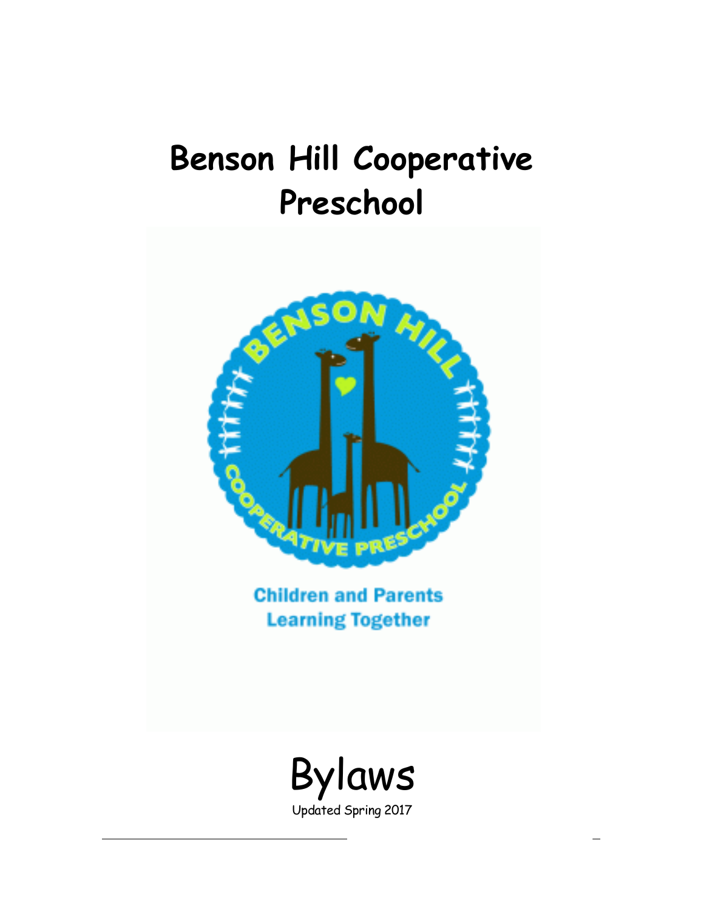# Benson Hill Cooperative Preschool

BENSON HILL COOPERATIVE PRESCHOOL

Children and Parents Learning Together

# Bylaws

Updated Spring 2017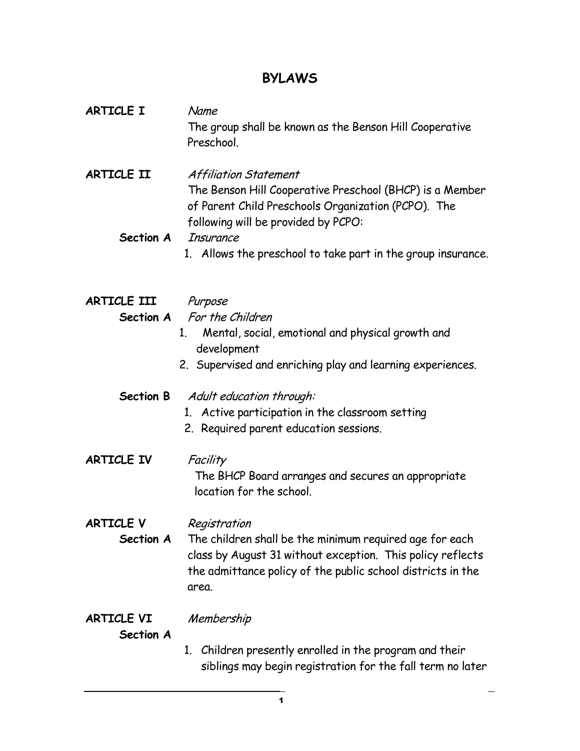# BYLAWS

**ARTICLE I** *Name*

The group shall be known as the Benson Hill Cooperative Preschool.

**ARTICLE II** *Affiliation Statement*

The Benson Hill Cooperative Preschool (BHCP) is a Member of Parent Child Preschools Organization (PCPO). The following will be provided by PCPO:

**Section A** *Insurance*

1. Allows the preschool to take part in the group insurance.

**ARTICLE III** *Purpose*

**Section A** *For the Children*

1. Mental, social, emotional and physical growth and development
2. Supervised and enriching play and learning experiences.

**Section B** *Adult education through:*

1. Active participation in the classroom setting
2. Required parent education sessions.

**ARTICLE IV** *Facility*

The BHCP Board arranges and secures an appropriate location for the school.

**ARTICLE V** *Registration*

**Section A** The children shall be the minimum required age for each class by August 31 without exception. This policy reflects the admittance policy of the public school districts in the area.

**ARTICLE VI** *Membership*

**Section A**

1. Children presently enrolled in the program and their siblings may begin registration for the fall term no later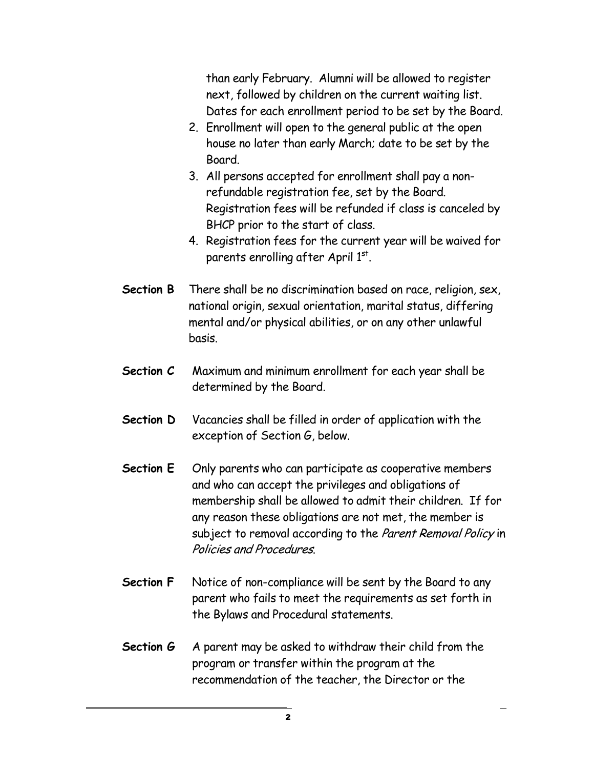than early February. Alumni will be allowed to register next, followed by children on the current waiting list. Dates for each enrollment period to be set by the Board.

2. Enrollment will open to the general public at the open house no later than early March; date to be set by the Board.
3. All persons accepted for enrollment shall pay a non-refundable registration fee, set by the Board. Registration fees will be refunded if class is canceled by BHCP prior to the start of class.
4. Registration fees for the current year will be waived for parents enrolling after April 1st.

**Section B** There shall be no discrimination based on race, religion, sex, national origin, sexual orientation, marital status, differing mental and/or physical abilities, or on any other unlawful basis.

**Section C** Maximum and minimum enrollment for each year shall be determined by the Board.

**Section D** Vacancies shall be filled in order of application with the exception of Section G, below.

**Section E** Only parents who can participate as cooperative members and who can accept the privileges and obligations of membership shall be allowed to admit their children. If for any reason these obligations are not met, the member is subject to removal according to the *Parent Removal Policy* in *Policies and Procedures*.

**Section F** Notice of non-compliance will be sent by the Board to any parent who fails to meet the requirements as set forth in the Bylaws and Procedural statements.

**Section G** A parent may be asked to withdraw their child from the program or transfer within the program at the recommendation of the teacher, the Director or the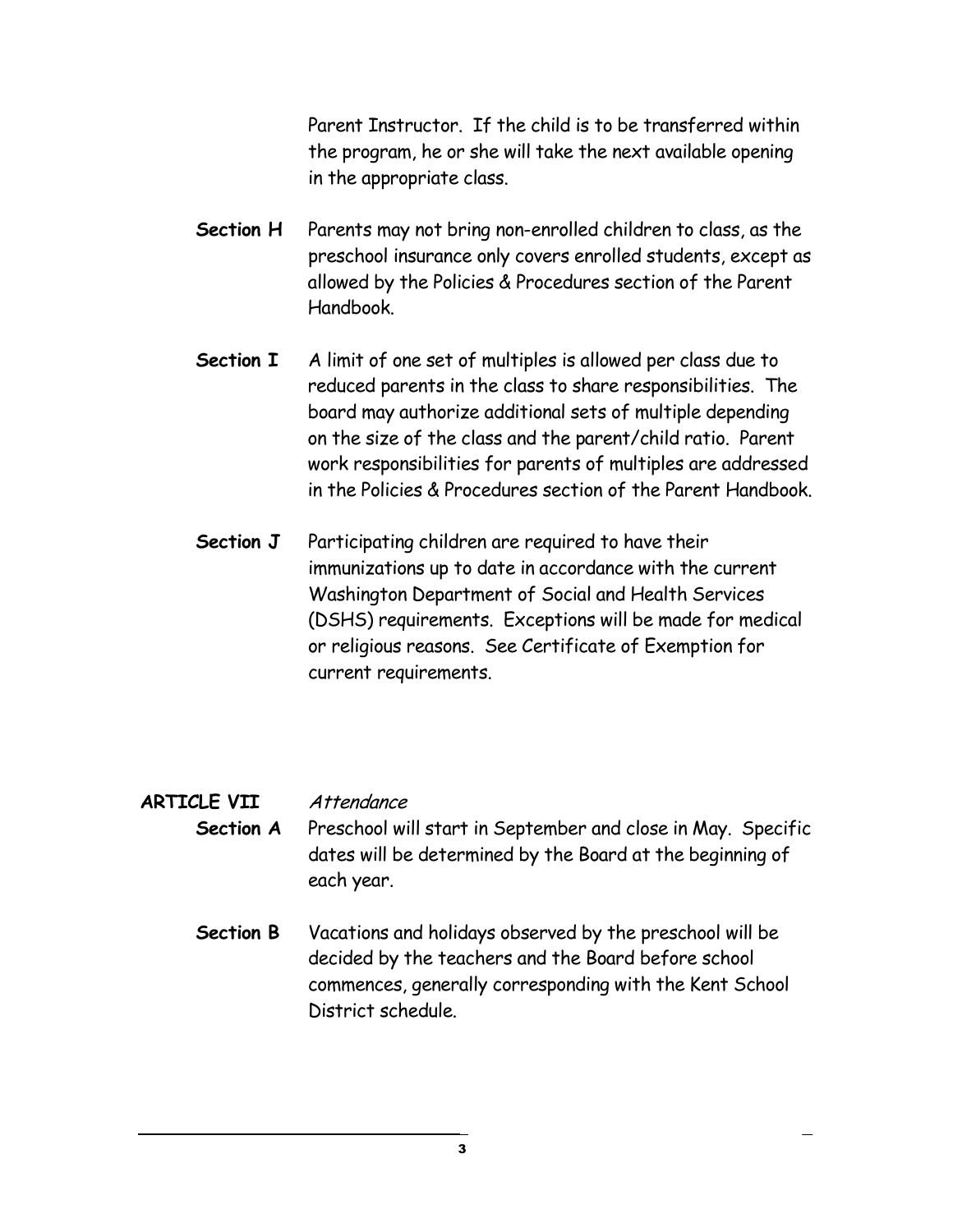Parent Instructor. If the child is to be transferred within the program, he or she will take the next available opening in the appropriate class.

**Section H** Parents may not bring non-enrolled children to class, as the preschool insurance only covers enrolled students, except as allowed by the Policies & Procedures section of the Parent Handbook.

**Section I** A limit of one set of multiples is allowed per class due to reduced parents in the class to share responsibilities. The board may authorize additional sets of multiple depending on the size of the class and the parent/child ratio. Parent work responsibilities for parents of multiples are addressed in the Policies & Procedures section of the Parent Handbook.

**Section J** Participating children are required to have their immunizations up to date in accordance with the current Washington Department of Social and Health Services (DSHS) requirements. Exceptions will be made for medical or religious reasons. See Certificate of Exemption for current requirements.

## ARTICLE VII *Attendance*

**Section A** Preschool will start in September and close in May. Specific dates will be determined by the Board at the beginning of each year.

**Section B** Vacations and holidays observed by the preschool will be decided by the teachers and the Board before school commences, generally corresponding with the Kent School District schedule.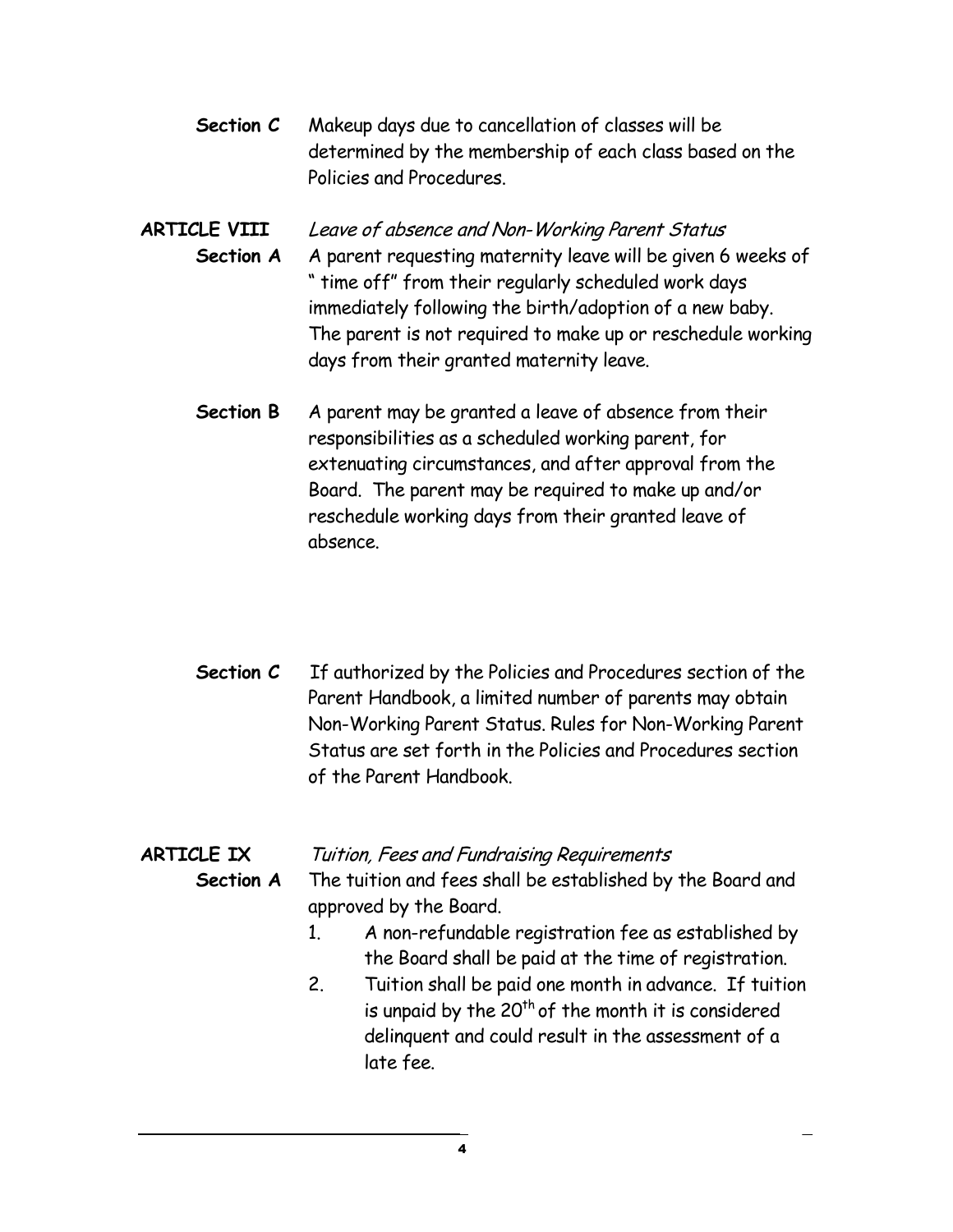**Section C** Makeup days due to cancellation of classes will be determined by the membership of each class based on the Policies and Procedures.

## ARTICLE VIII *Leave of absence and Non-Working Parent Status*

**Section A** A parent requesting maternity leave will be given 6 weeks of " time off" from their regularly scheduled work days immediately following the birth/adoption of a new baby. The parent is not required to make up or reschedule working days from their granted maternity leave.

**Section B** A parent may be granted a leave of absence from their responsibilities as a scheduled working parent, for extenuating circumstances, and after approval from the Board. The parent may be required to make up and/or reschedule working days from their granted leave of absence.

**Section C** If authorized by the Policies and Procedures section of the Parent Handbook, a limited number of parents may obtain Non-Working Parent Status. Rules for Non-Working Parent Status are set forth in the Policies and Procedures section of the Parent Handbook.

## ARTICLE IX *Tuition, Fees and Fundraising Requirements*

**Section A** The tuition and fees shall be established by the Board and approved by the Board.

1. A non-refundable registration fee as established by the Board shall be paid at the time of registration.
2. Tuition shall be paid one month in advance. If tuition is unpaid by the 20th of the month it is considered delinquent and could result in the assessment of a late fee.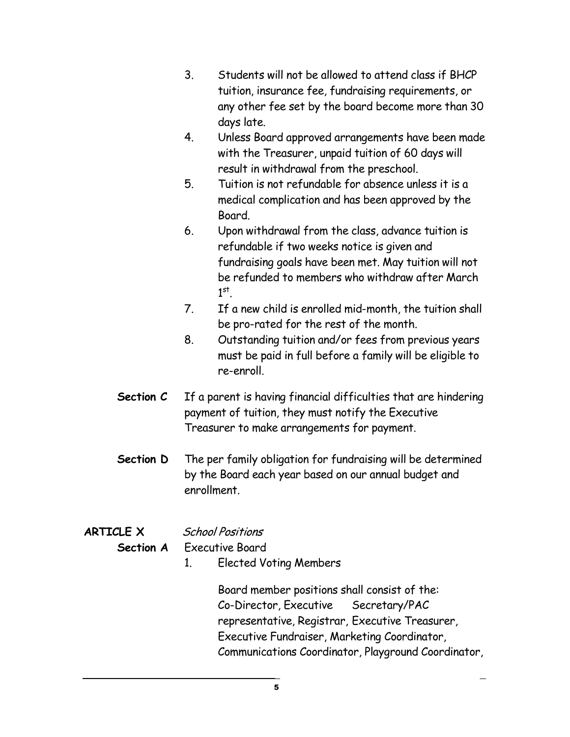3. Students will not be allowed to attend class if BHCP tuition, insurance fee, fundraising requirements, or any other fee set by the board become more than 30 days late.
4. Unless Board approved arrangements have been made with the Treasurer, unpaid tuition of 60 days will result in withdrawal from the preschool.
5. Tuition is not refundable for absence unless it is a medical complication and has been approved by the Board.
6. Upon withdrawal from the class, advance tuition is refundable if two weeks notice is given and fundraising goals have been met. May tuition will not be refunded to members who withdraw after March 1st.
7. If a new child is enrolled mid-month, the tuition shall be pro-rated for the rest of the month.
8. Outstanding tuition and/or fees from previous years must be paid in full before a family will be eligible to re-enroll.

**Section C** If a parent is having financial difficulties that are hindering payment of tuition, they must notify the Executive Treasurer to make arrangements for payment.

**Section D** The per family obligation for fundraising will be determined by the Board each year based on our annual budget and enrollment.

**ARTICLE X** *School Positions*

**Section A** Executive Board

1. Elected Voting Members

   Board member positions shall consist of the: Co-Director, Executive Secretary/PAC representative, Registrar, Executive Treasurer, Executive Fundraiser, Marketing Coordinator, Communications Coordinator, Playground Coordinator,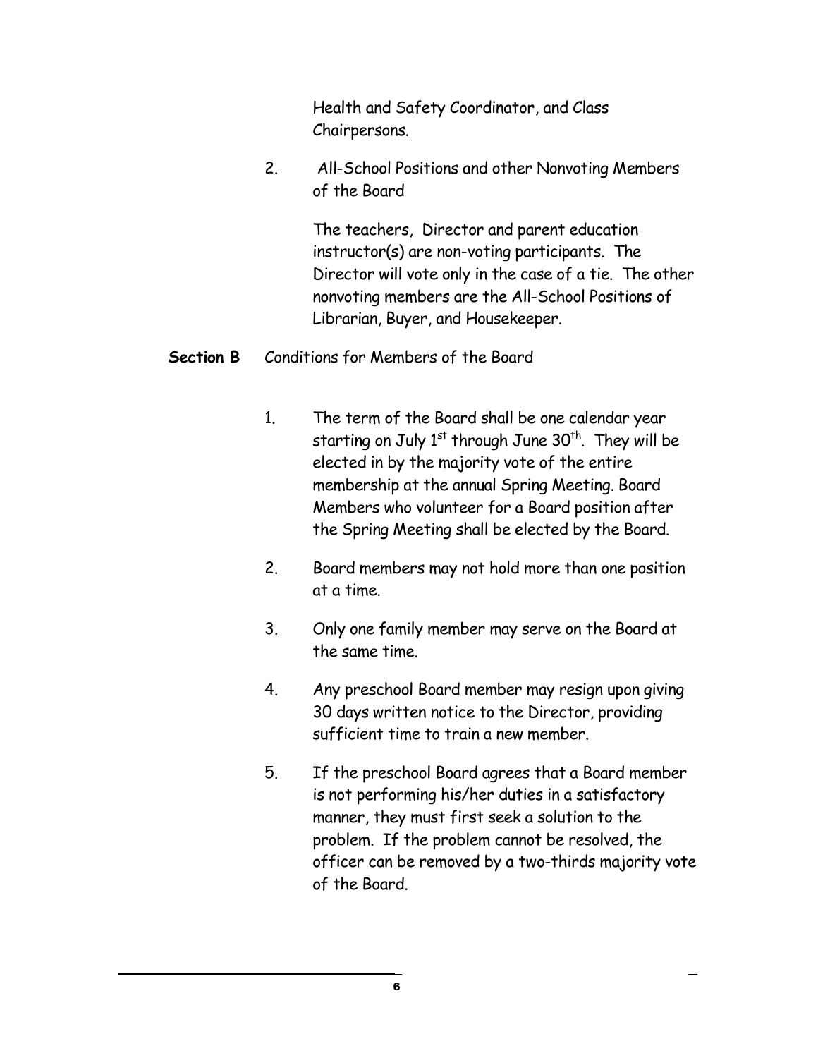Health and Safety Coordinator, and Class Chairpersons.

2. All-School Positions and other Nonvoting Members of the Board

   The teachers, Director and parent education instructor(s) are non-voting participants. The Director will vote only in the case of a tie. The other nonvoting members are the All-School Positions of Librarian, Buyer, and Housekeeper.

**Section B** Conditions for Members of the Board

1. The term of the Board shall be one calendar year starting on July 1st through June 30th. They will be elected in by the majority vote of the entire membership at the annual Spring Meeting. Board Members who volunteer for a Board position after the Spring Meeting shall be elected by the Board.

2. Board members may not hold more than one position at a time.

3. Only one family member may serve on the Board at the same time.

4. Any preschool Board member may resign upon giving 30 days written notice to the Director, providing sufficient time to train a new member.

5. If the preschool Board agrees that a Board member is not performing his/her duties in a satisfactory manner, they must first seek a solution to the problem. If the problem cannot be resolved, the officer can be removed by a two-thirds majority vote of the Board.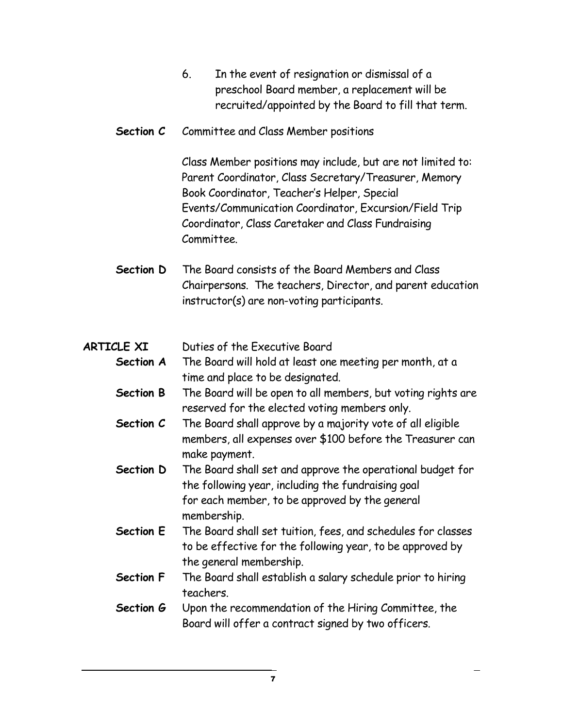6. In the event of resignation or dismissal of a preschool Board member, a replacement will be recruited/appointed by the Board to fill that term.

**Section C** Committee and Class Member positions

Class Member positions may include, but are not limited to: Parent Coordinator, Class Secretary/Treasurer, Memory Book Coordinator, Teacher's Helper, Special Events/Communication Coordinator, Excursion/Field Trip Coordinator, Class Caretaker and Class Fundraising Committee.

**Section D** The Board consists of the Board Members and Class Chairpersons. The teachers, Director, and parent education instructor(s) are non-voting participants.

## ARTICLE XI Duties of the Executive Board

**Section A** The Board will hold at least one meeting per month, at a time and place to be designated.

**Section B** The Board will be open to all members, but voting rights are reserved for the elected voting members only.

**Section C** The Board shall approve by a majority vote of all eligible members, all expenses over $100 before the Treasurer can make payment.

**Section D** The Board shall set and approve the operational budget for the following year, including the fundraising goal for each member, to be approved by the general membership.

**Section E** The Board shall set tuition, fees, and schedules for classes to be effective for the following year, to be approved by the general membership.

**Section F** The Board shall establish a salary schedule prior to hiring teachers.

**Section G** Upon the recommendation of the Hiring Committee, the Board will offer a contract signed by two officers.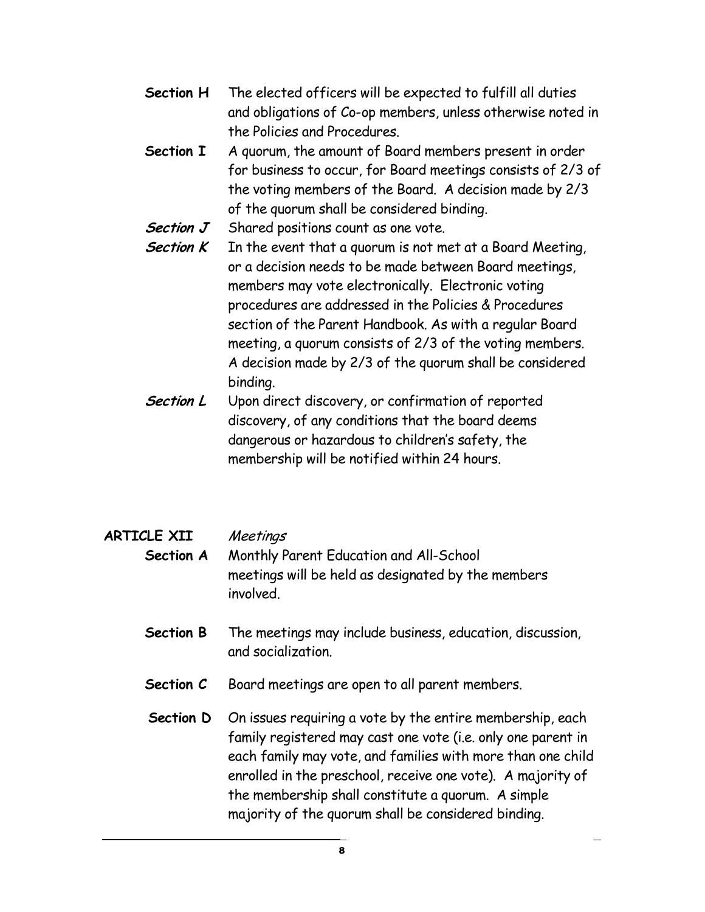**Section H** The elected officers will be expected to fulfill all duties and obligations of Co-op members, unless otherwise noted in the Policies and Procedures.

**Section I** A quorum, the amount of Board members present in order for business to occur, for Board meetings consists of 2/3 of the voting members of the Board. A decision made by 2/3 of the quorum shall be considered binding.

***Section J*** Shared positions count as one vote.

***Section K*** In the event that a quorum is not met at a Board Meeting, or a decision needs to be made between Board meetings, members may vote electronically. Electronic voting procedures are addressed in the Policies & Procedures section of the Parent Handbook. As with a regular Board meeting, a quorum consists of 2/3 of the voting members. A decision made by 2/3 of the quorum shall be considered binding.

***Section L*** Upon direct discovery, or confirmation of reported discovery, of any conditions that the board deems dangerous or hazardous to children's safety, the membership will be notified within 24 hours.

## ARTICLE XII *Meetings*

**Section A** Monthly Parent Education and All-School meetings will be held as designated by the members involved.

**Section B** The meetings may include business, education, discussion, and socialization.

**Section C** Board meetings are open to all parent members.

**Section D** On issues requiring a vote by the entire membership, each family registered may cast one vote (i.e. only one parent in each family may vote, and families with more than one child enrolled in the preschool, receive one vote). A majority of the membership shall constitute a quorum. A simple majority of the quorum shall be considered binding.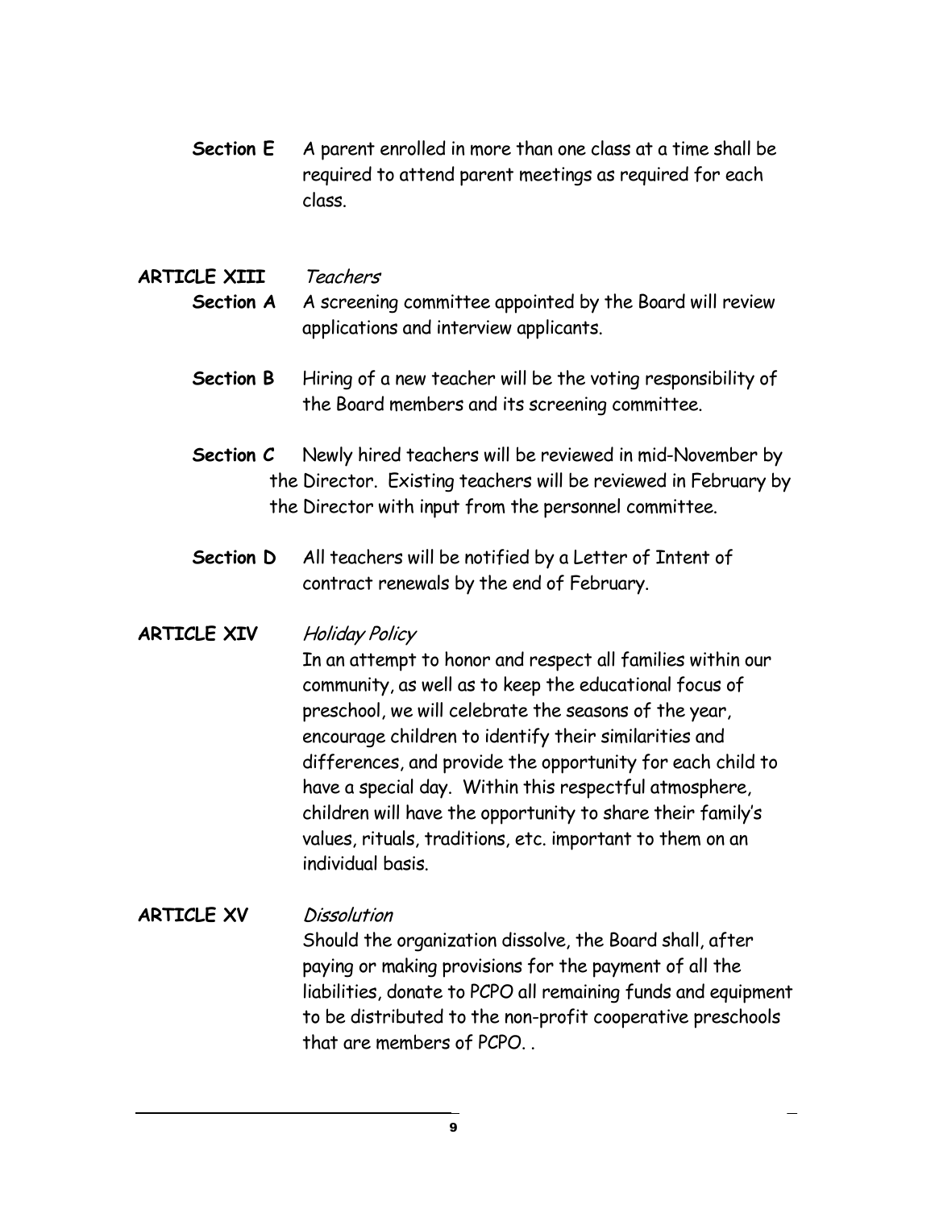**Section E** A parent enrolled in more than one class at a time shall be required to attend parent meetings as required for each class.

**ARTICLE XIII** *Teachers*

**Section A** A screening committee appointed by the Board will review applications and interview applicants.

**Section B** Hiring of a new teacher will be the voting responsibility of the Board members and its screening committee.

**Section C** Newly hired teachers will be reviewed in mid-November by the Director. Existing teachers will be reviewed in February by the Director with input from the personnel committee.

**Section D** All teachers will be notified by a Letter of Intent of contract renewals by the end of February.

**ARTICLE XIV** *Holiday Policy*

In an attempt to honor and respect all families within our community, as well as to keep the educational focus of preschool, we will celebrate the seasons of the year, encourage children to identify their similarities and differences, and provide the opportunity for each child to have a special day. Within this respectful atmosphere, children will have the opportunity to share their family's values, rituals, traditions, etc. important to them on an individual basis.

**ARTICLE XV** *Dissolution*

Should the organization dissolve, the Board shall, after paying or making provisions for the payment of all the liabilities, donate to PCPO all remaining funds and equipment to be distributed to the non-profit cooperative preschools that are members of PCPO. .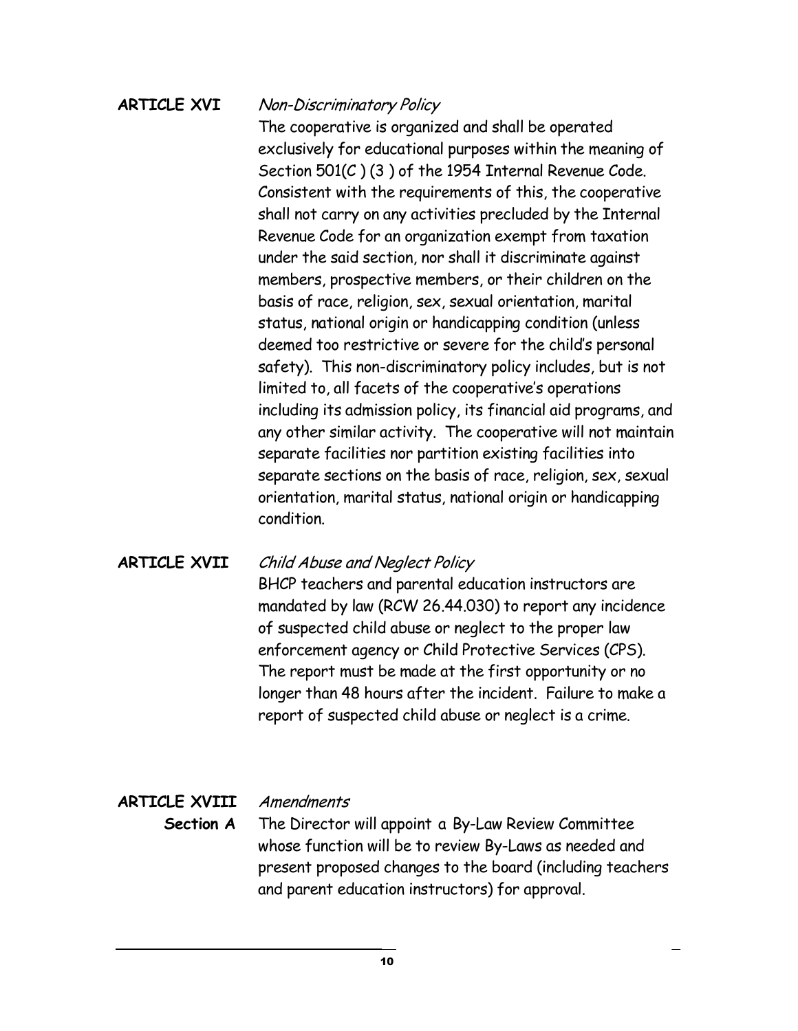**ARTICLE XVI** *Non-Discriminatory Policy*

The cooperative is organized and shall be operated exclusively for educational purposes within the meaning of Section 501(C ) (3 ) of the 1954 Internal Revenue Code. Consistent with the requirements of this, the cooperative shall not carry on any activities precluded by the Internal Revenue Code for an organization exempt from taxation under the said section, nor shall it discriminate against members, prospective members, or their children on the basis of race, religion, sex, sexual orientation, marital status, national origin or handicapping condition (unless deemed too restrictive or severe for the child's personal safety). This non-discriminatory policy includes, but is not limited to, all facets of the cooperative's operations including its admission policy, its financial aid programs, and any other similar activity. The cooperative will not maintain separate facilities nor partition existing facilities into separate sections on the basis of race, religion, sex, sexual orientation, marital status, national origin or handicapping condition.

**ARTICLE XVII** *Child Abuse and Neglect Policy*

BHCP teachers and parental education instructors are mandated by law (RCW 26.44.030) to report any incidence of suspected child abuse or neglect to the proper law enforcement agency or Child Protective Services (CPS). The report must be made at the first opportunity or no longer than 48 hours after the incident. Failure to make a report of suspected child abuse or neglect is a crime.

**ARTICLE XVIII** *Amendments*

**Section A** The Director will appoint a By-Law Review Committee whose function will be to review By-Laws as needed and present proposed changes to the board (including teachers and parent education instructors) for approval.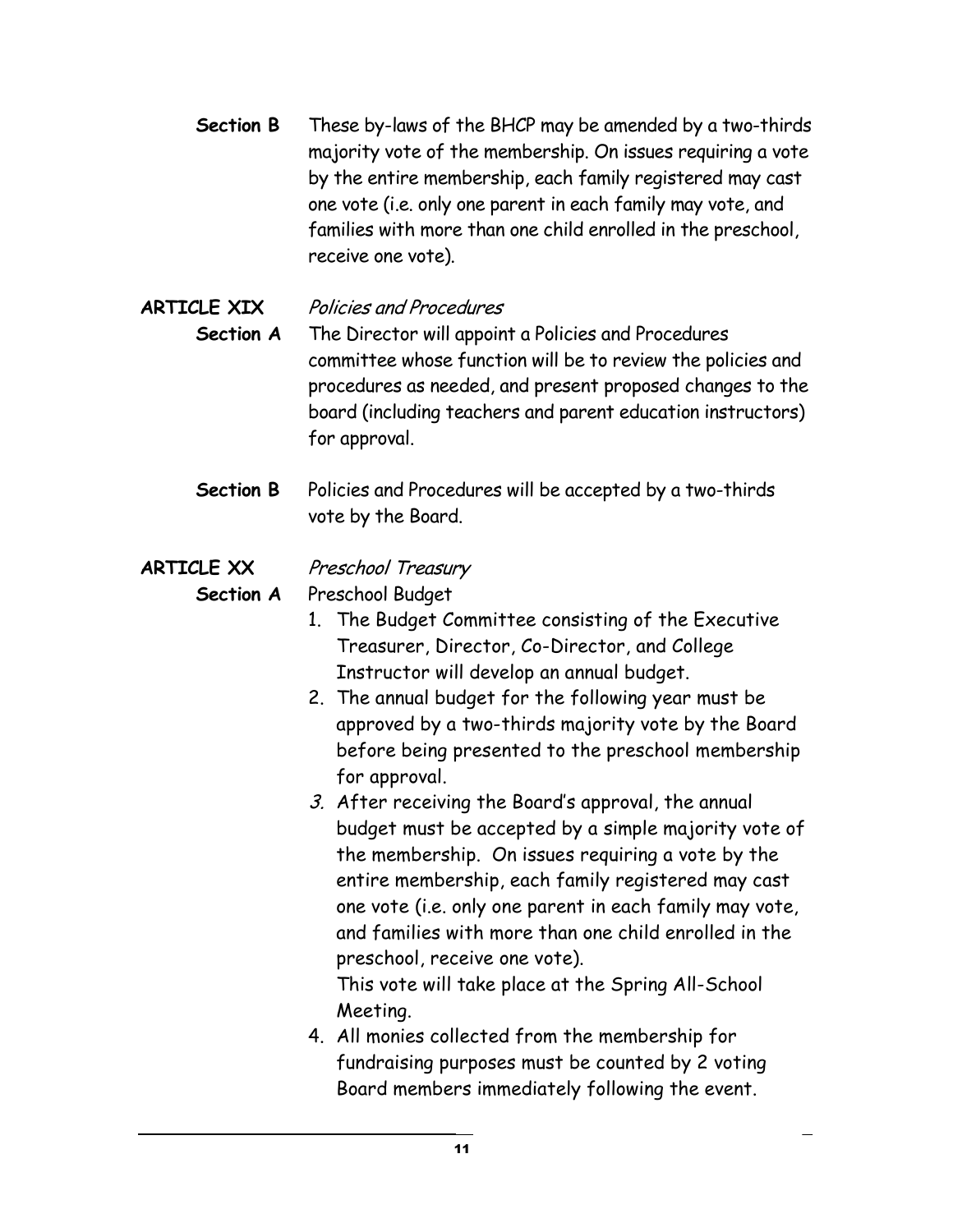**Section B** These by-laws of the BHCP may be amended by a two-thirds majority vote of the membership. On issues requiring a vote by the entire membership, each family registered may cast one vote (i.e. only one parent in each family may vote, and families with more than one child enrolled in the preschool, receive one vote).

**ARTICLE XIX** *Policies and Procedures*

**Section A** The Director will appoint a Policies and Procedures committee whose function will be to review the policies and procedures as needed, and present proposed changes to the board (including teachers and parent education instructors) for approval.

**Section B** Policies and Procedures will be accepted by a two-thirds vote by the Board.

**ARTICLE XX** *Preschool Treasury*

**Section A** Preschool Budget

1. The Budget Committee consisting of the Executive Treasurer, Director, Co-Director, and College Instructor will develop an annual budget.
2. The annual budget for the following year must be approved by a two-thirds majority vote by the Board before being presented to the preschool membership for approval.
3. After receiving the Board's approval, the annual budget must be accepted by a simple majority vote of the membership. On issues requiring a vote by the entire membership, each family registered may cast one vote (i.e. only one parent in each family may vote, and families with more than one child enrolled in the preschool, receive one vote).
   This vote will take place at the Spring All-School Meeting.
4. All monies collected from the membership for fundraising purposes must be counted by 2 voting Board members immediately following the event.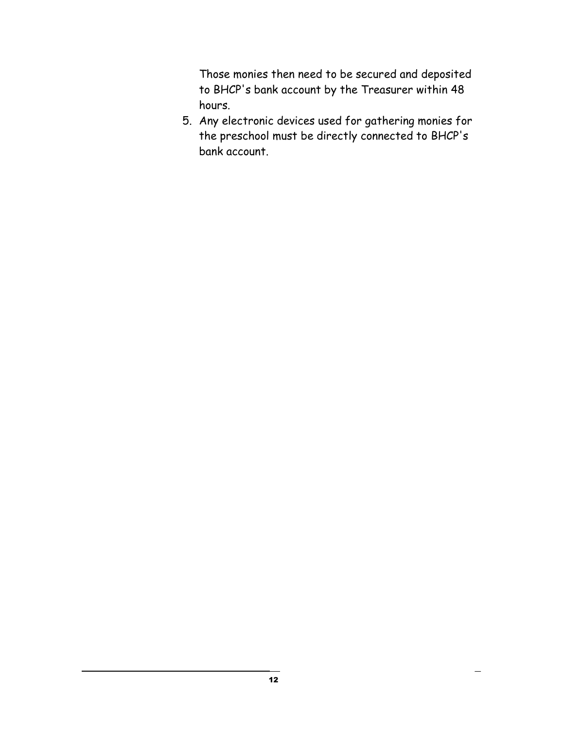Those monies then need to be secured and deposited to BHCP's bank account by the Treasurer within 48 hours.

5. Any electronic devices used for gathering monies for the preschool must be directly connected to BHCP's bank account.